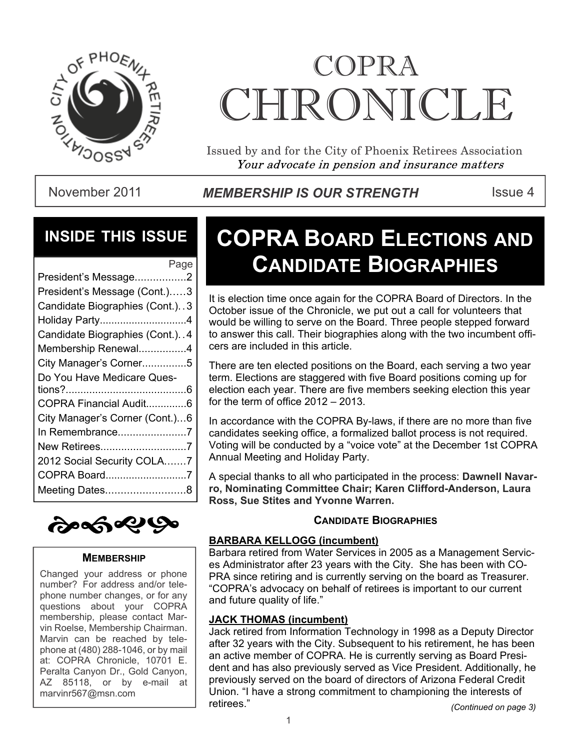# COPRA CHRONICLE

Issued by and for the City of Phoenix Retirees Association

*Your advocate in pension and insurance matters*

November 2011 | ***MEMBERSHIP IS OUR STRENGTH*** | Issue 4

## INSIDE THIS ISSUE

| | Page |
|---|---|
| President's Message | 2 |
| President's Message (Cont.) | 3 |
| Candidate Biographies (Cont.) | 3 |
| Holiday Party | 4 |
| Candidate Biographies (Cont.) | 4 |
| Membership Renewal | 4 |
| City Manager's Corner | 5 |
| Do You Have Medicare Questions? | 6 |
| COPRA Financial Audit | 6 |
| City Manager's Corner (Cont.) | 6 |
| In Remembrance | 7 |
| New Retirees | 7 |
| 2012 Social Security COLA | 7 |
| COPRA Board | 7 |
| Meeting Dates | 8 |

### MEMBERSHIP

Changed your address or phone number? For address and/or telephone number changes, or for any questions about your COPRA membership, please contact Marvin Roelse, Membership Chairman. Marvin can be reached by telephone at (480) 288-1046, or by mail at: COPRA Chronicle, 10701 E. Peralta Canyon Dr., Gold Canyon, AZ 85118, or by e-mail at marvinr567@msn.com

## COPRA BOARD ELECTIONS AND CANDIDATE BIOGRAPHIES

It is election time once again for the COPRA Board of Directors. In the October issue of the Chronicle, we put out a call for volunteers that would be willing to serve on the Board. Three people stepped forward to answer this call. Their biographies along with the two incumbent officers are included in this article.

There are ten elected positions on the Board, each serving a two year term. Elections are staggered with five Board positions coming up for election each year. There are five members seeking election this year for the term of office 2012 – 2013.

In accordance with the COPRA By-laws, if there are no more than five candidates seeking office, a formalized ballot process is not required. Voting will be conducted by a "voice vote" at the December 1st COPRA Annual Meeting and Holiday Party.

A special thanks to all who participated in the process: **Dawnell Navarro, Nominating Committee Chair; Karen Clifford-Anderson, Laura Ross, Sue Stites and Yvonne Warren.**

### CANDIDATE BIOGRAPHIES

**BARBARA KELLOGG (incumbent)**

Barbara retired from Water Services in 2005 as a Management Services Administrator after 23 years with the City. She has been with COPRA since retiring and is currently serving on the board as Treasurer. "COPRA's advocacy on behalf of retirees is important to our current and future quality of life."

**JACK THOMAS (incumbent)**

Jack retired from Information Technology in 1998 as a Deputy Director after 32 years with the City. Subsequent to his retirement, he has been an active member of COPRA. He is currently serving as Board President and has also previously served as Vice President. Additionally, he previously served on the board of directors of Arizona Federal Credit Union. "I have a strong commitment to championing the interests of retirees."

*(Continued on page 3)*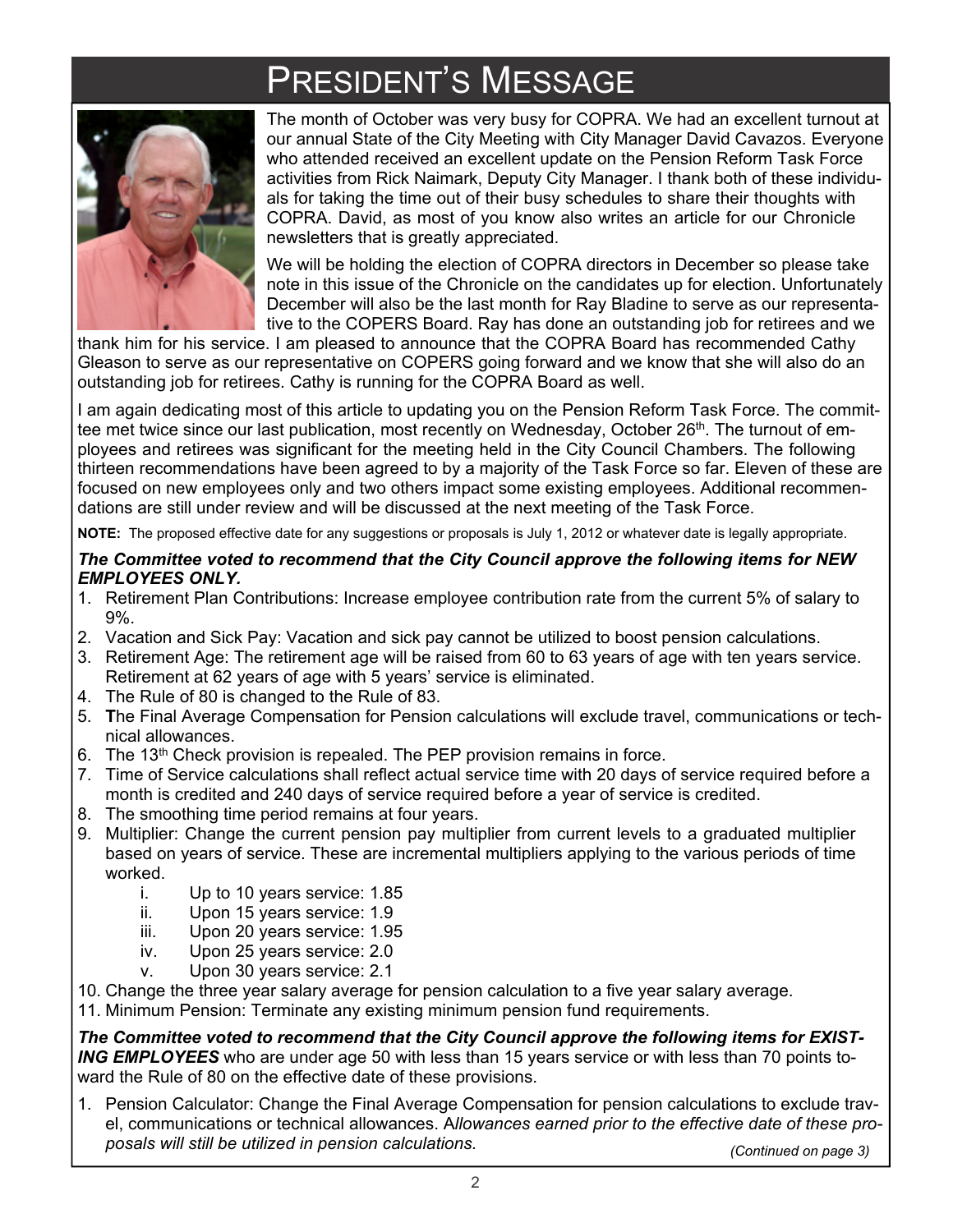# President's Message

The month of October was very busy for COPRA. We had an excellent turnout at our annual State of the City Meeting with City Manager David Cavazos. Everyone who attended received an excellent update on the Pension Reform Task Force activities from Rick Naimark, Deputy City Manager. I thank both of these individuals for taking the time out of their busy schedules to share their thoughts with COPRA. David, as most of you know also writes an article for our Chronicle newsletters that is greatly appreciated.

We will be holding the election of COPRA directors in December so please take note in this issue of the Chronicle on the candidates up for election. Unfortunately December will also be the last month for Ray Bladine to serve as our representative to the COPERS Board. Ray has done an outstanding job for retirees and we thank him for his service. I am pleased to announce that the COPRA Board has recommended Cathy Gleason to serve as our representative on COPERS going forward and we know that she will also do an outstanding job for retirees. Cathy is running for the COPRA Board as well.

I am again dedicating most of this article to updating you on the Pension Reform Task Force. The committee met twice since our last publication, most recently on Wednesday, October 26th. The turnout of employees and retirees was significant for the meeting held in the City Council Chambers. The following thirteen recommendations have been agreed to by a majority of the Task Force so far. Eleven of these are focused on new employees only and two others impact some existing employees. Additional recommendations are still under review and will be discussed at the next meeting of the Task Force.

**NOTE:** The proposed effective date for any suggestions or proposals is July 1, 2012 or whatever date is legally appropriate.

***The Committee voted to recommend that the City Council approve the following items for NEW EMPLOYEES ONLY.***

1. Retirement Plan Contributions: Increase employee contribution rate from the current 5% of salary to 9%.
2. Vacation and Sick Pay: Vacation and sick pay cannot be utilized to boost pension calculations.
3. Retirement Age: The retirement age will be raised from 60 to 63 years of age with ten years service. Retirement at 62 years of age with 5 years' service is eliminated.
4. The Rule of 80 is changed to the Rule of 83.
5. **T**he Final Average Compensation for Pension calculations will exclude travel, communications or technical allowances.
6. The 13th Check provision is repealed. The PEP provision remains in force.
7. Time of Service calculations shall reflect actual service time with 20 days of service required before a month is credited and 240 days of service required before a year of service is credited.
8. The smoothing time period remains at four years.
9. Multiplier: Change the current pension pay multiplier from current levels to a graduated multiplier based on years of service. These are incremental multipliers applying to the various periods of time worked.
   i. Up to 10 years service: 1.85
   ii. Upon 15 years service: 1.9
   iii. Upon 20 years service: 1.95
   iv. Upon 25 years service: 2.0
   v. Upon 30 years service: 2.1
10. Change the three year salary average for pension calculation to a five year salary average.
11. Minimum Pension: Terminate any existing minimum pension fund requirements.

***The Committee voted to recommend that the City Council approve the following items for EXISTING EMPLOYEES*** who are under age 50 with less than 15 years service or with less than 70 points toward the Rule of 80 on the effective date of these provisions.

1. Pension Calculator: Change the Final Average Compensation for pension calculations to exclude travel, communications or technical allowances. A*llowances earned prior to the effective date of these proposals will still be utilized in pension calculations.*

*(Continued on page 3)*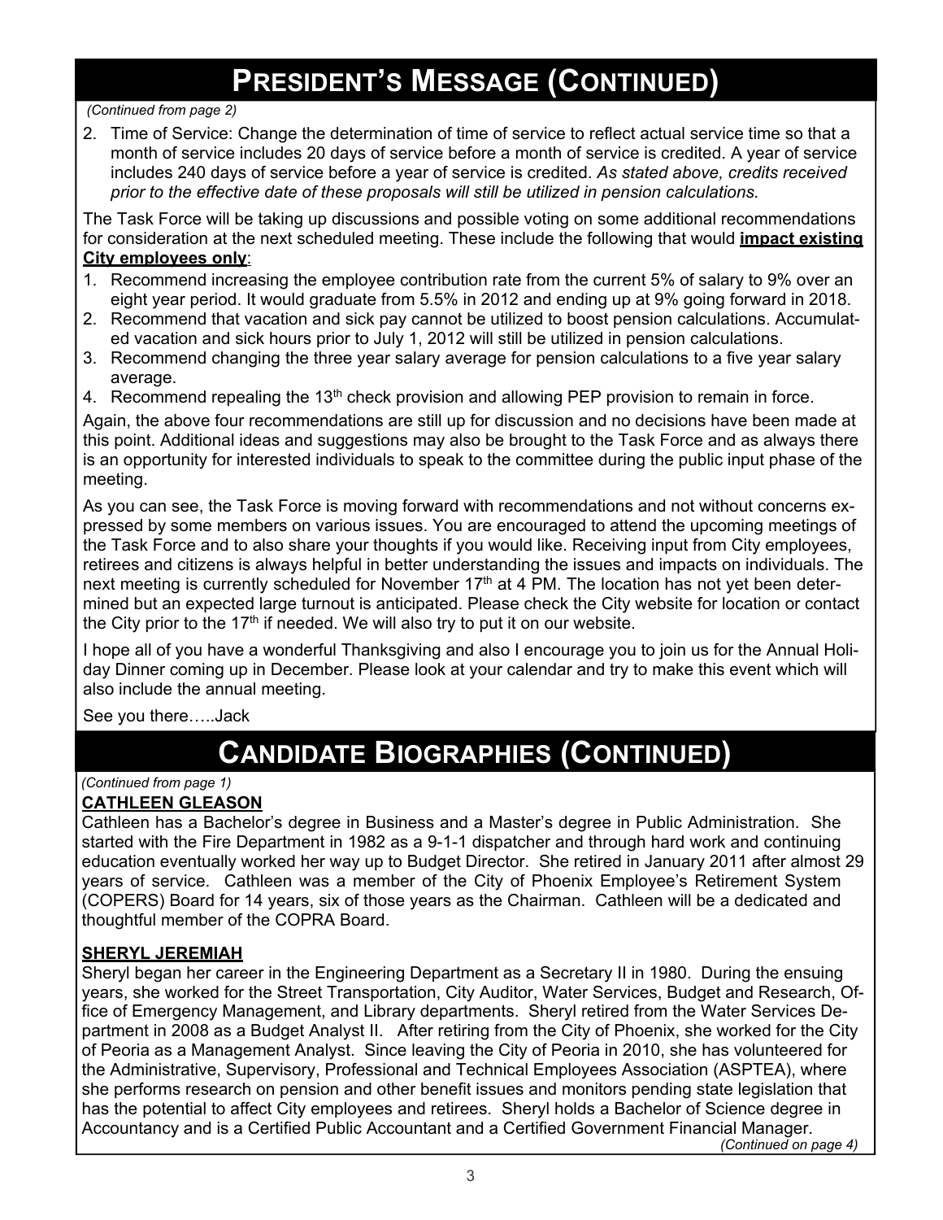# President's Message (Continued)

*(Continued from page 2)*

2. Time of Service: Change the determination of time of service to reflect actual service time so that a month of service includes 20 days of service before a month of service is credited. A year of service includes 240 days of service before a year of service is credited. *As stated above, credits received prior to the effective date of these proposals will still be utilized in pension calculations.*

The Task Force will be taking up discussions and possible voting on some additional recommendations for consideration at the next scheduled meeting. These include the following that would **impact existing City employees only**:

1. Recommend increasing the employee contribution rate from the current 5% of salary to 9% over an eight year period. It would graduate from 5.5% in 2012 and ending up at 9% going forward in 2018.
2. Recommend that vacation and sick pay cannot be utilized to boost pension calculations. Accumulated vacation and sick hours prior to July 1, 2012 will still be utilized in pension calculations.
3. Recommend changing the three year salary average for pension calculations to a five year salary average.
4. Recommend repealing the 13th check provision and allowing PEP provision to remain in force.

Again, the above four recommendations are still up for discussion and no decisions have been made at this point. Additional ideas and suggestions may also be brought to the Task Force and as always there is an opportunity for interested individuals to speak to the committee during the public input phase of the meeting.

As you can see, the Task Force is moving forward with recommendations and not without concerns expressed by some members on various issues. You are encouraged to attend the upcoming meetings of the Task Force and to also share your thoughts if you would like. Receiving input from City employees, retirees and citizens is always helpful in better understanding the issues and impacts on individuals. The next meeting is currently scheduled for November 17th at 4 PM. The location has not yet been determined but an expected large turnout is anticipated. Please check the City website for location or contact the City prior to the 17th if needed. We will also try to put it on our website.

I hope all of you have a wonderful Thanksgiving and also I encourage you to join us for the Annual Holiday Dinner coming up in December. Please look at your calendar and try to make this event which will also include the annual meeting.

See you there…..Jack

# Candidate Biographies (Continued)

*(Continued from page 1)*

**CATHLEEN GLEASON**

Cathleen has a Bachelor's degree in Business and a Master's degree in Public Administration. She started with the Fire Department in 1982 as a 9-1-1 dispatcher and through hard work and continuing education eventually worked her way up to Budget Director. She retired in January 2011 after almost 29 years of service. Cathleen was a member of the City of Phoenix Employee's Retirement System (COPERS) Board for 14 years, six of those years as the Chairman. Cathleen will be a dedicated and thoughtful member of the COPRA Board.

**SHERYL JEREMIAH**

Sheryl began her career in the Engineering Department as a Secretary II in 1980. During the ensuing years, she worked for the Street Transportation, City Auditor, Water Services, Budget and Research, Office of Emergency Management, and Library departments. Sheryl retired from the Water Services Department in 2008 as a Budget Analyst II. After retiring from the City of Phoenix, she worked for the City of Peoria as a Management Analyst. Since leaving the City of Peoria in 2010, she has volunteered for the Administrative, Supervisory, Professional and Technical Employees Association (ASPTEA), where she performs research on pension and other benefit issues and monitors pending state legislation that has the potential to affect City employees and retirees. Sheryl holds a Bachelor of Science degree in Accountancy and is a Certified Public Accountant and a Certified Government Financial Manager.

*(Continued on page 4)*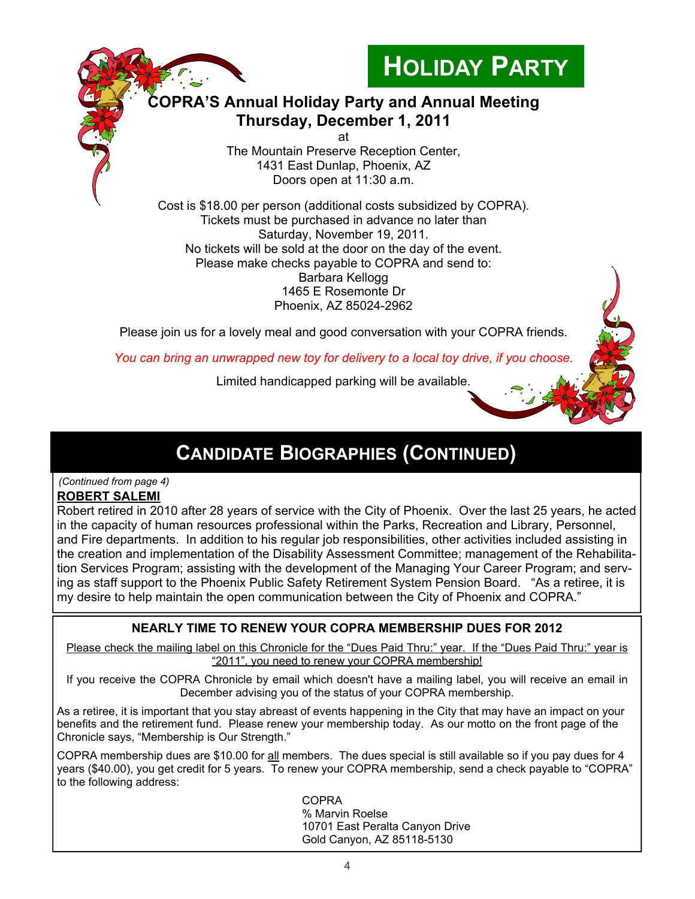# HOLIDAY PARTY

**COPRA'S Annual Holiday Party and Annual Meeting**
**Thursday, December 1, 2011**

at
The Mountain Preserve Reception Center,
1431 East Dunlap, Phoenix, AZ
Doors open at 11:30 a.m.

Cost is $18.00 per person (additional costs subsidized by COPRA).
Tickets must be purchased in advance no later than
Saturday, November 19, 2011.
No tickets will be sold at the door on the day of the event.
Please make checks payable to COPRA and send to:
Barbara Kellogg
1465 E Rosemonte Dr
Phoenix, AZ 85024-2962

Please join us for a lovely meal and good conversation with your COPRA friends.

*You can bring an unwrapped new toy for delivery to a local toy drive, if you choose.*

Limited handicapped parking will be available.

# CANDIDATE BIOGRAPHIES (CONTINUED)

*(Continued from page 4)*

**ROBERT SALEMI**

Robert retired in 2010 after 28 years of service with the City of Phoenix. Over the last 25 years, he acted in the capacity of human resources professional within the Parks, Recreation and Library, Personnel, and Fire departments. In addition to his regular job responsibilities, other activities included assisting in the creation and implementation of the Disability Assessment Committee; management of the Rehabilitation Services Program; assisting with the development of the Managing Your Career Program; and serving as staff support to the Phoenix Public Safety Retirement System Pension Board. "As a retiree, it is my desire to help maintain the open communication between the City of Phoenix and COPRA."

## NEARLY TIME TO RENEW YOUR COPRA MEMBERSHIP DUES FOR 2012

Please check the mailing label on this Chronicle for the "Dues Paid Thru:" year. If the "Dues Paid Thru:" year is "2011", you need to renew your COPRA membership!

If you receive the COPRA Chronicle by email which doesn't have a mailing label, you will receive an email in December advising you of the status of your COPRA membership.

As a retiree, it is important that you stay abreast of events happening in the City that may have an impact on your benefits and the retirement fund. Please renew your membership today. As our motto on the front page of the Chronicle says, "Membership is Our Strength."

COPRA membership dues are $10.00 for all members. The dues special is still available so if you pay dues for 4 years ($40.00), you get credit for 5 years. To renew your COPRA membership, send a check payable to "COPRA" to the following address:

COPRA
% Marvin Roelse
10701 East Peralta Canyon Drive
Gold Canyon, AZ 85118-5130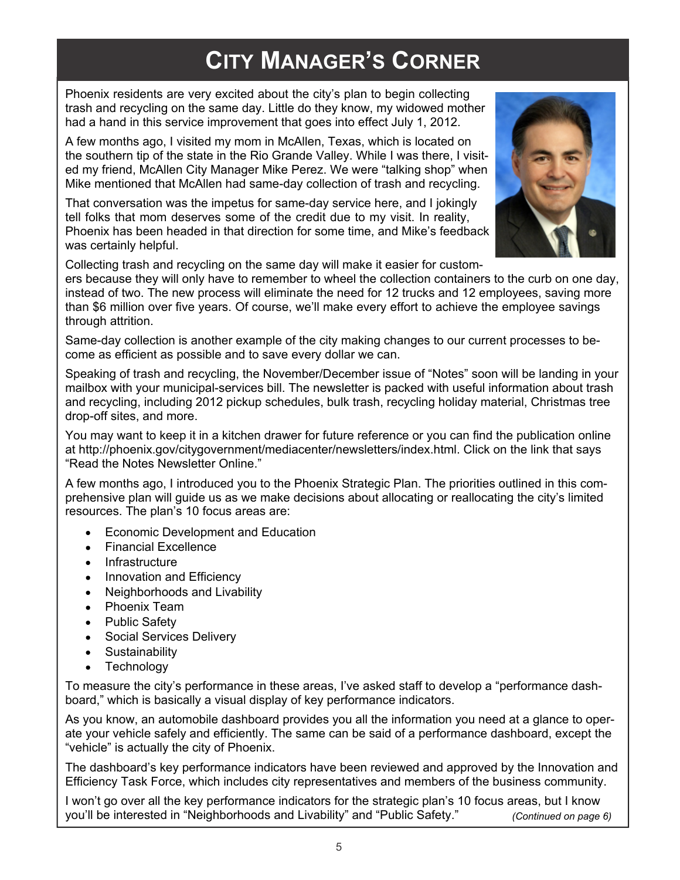# City Manager's Corner

Phoenix residents are very excited about the city's plan to begin collecting trash and recycling on the same day. Little do they know, my widowed mother had a hand in this service improvement that goes into effect July 1, 2012.

A few months ago, I visited my mom in McAllen, Texas, which is located on the southern tip of the state in the Rio Grande Valley. While I was there, I visited my friend, McAllen City Manager Mike Perez. We were "talking shop" when Mike mentioned that McAllen had same-day collection of trash and recycling.

That conversation was the impetus for same-day service here, and I jokingly tell folks that mom deserves some of the credit due to my visit. In reality, Phoenix has been headed in that direction for some time, and Mike's feedback was certainly helpful.

Collecting trash and recycling on the same day will make it easier for customers because they will only have to remember to wheel the collection containers to the curb on one day, instead of two. The new process will eliminate the need for 12 trucks and 12 employees, saving more than $6 million over five years. Of course, we'll make every effort to achieve the employee savings through attrition.

Same-day collection is another example of the city making changes to our current processes to become as efficient as possible and to save every dollar we can.

Speaking of trash and recycling, the November/December issue of "Notes" soon will be landing in your mailbox with your municipal-services bill. The newsletter is packed with useful information about trash and recycling, including 2012 pickup schedules, bulk trash, recycling holiday material, Christmas tree drop-off sites, and more.

You may want to keep it in a kitchen drawer for future reference or you can find the publication online at http://phoenix.gov/citygovernment/mediacenter/newsletters/index.html. Click on the link that says "Read the Notes Newsletter Online."

A few months ago, I introduced you to the Phoenix Strategic Plan. The priorities outlined in this comprehensive plan will guide us as we make decisions about allocating or reallocating the city's limited resources. The plan's 10 focus areas are:

- Economic Development and Education
- Financial Excellence
- Infrastructure
- Innovation and Efficiency
- Neighborhoods and Livability
- Phoenix Team
- Public Safety
- Social Services Delivery
- Sustainability
- Technology

To measure the city's performance in these areas, I've asked staff to develop a "performance dashboard," which is basically a visual display of key performance indicators.

As you know, an automobile dashboard provides you all the information you need at a glance to operate your vehicle safely and efficiently. The same can be said of a performance dashboard, except the "vehicle" is actually the city of Phoenix.

The dashboard's key performance indicators have been reviewed and approved by the Innovation and Efficiency Task Force, which includes city representatives and members of the business community.

I won't go over all the key performance indicators for the strategic plan's 10 focus areas, but I know you'll be interested in "Neighborhoods and Livability" and "Public Safety." *(Continued on page 6)*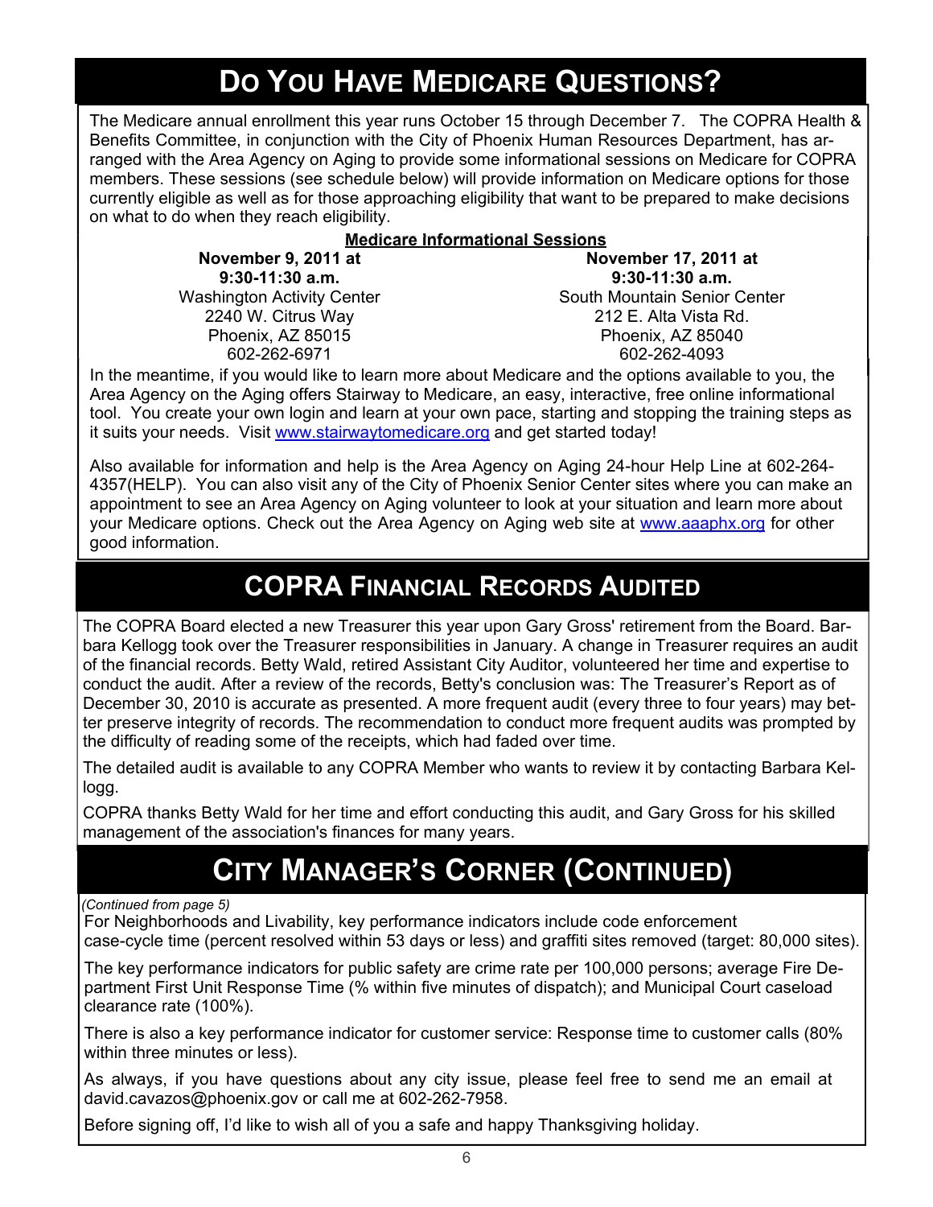## Do You Have Medicare Questions?

The Medicare annual enrollment this year runs October 15 through December 7. The COPRA Health & Benefits Committee, in conjunction with the City of Phoenix Human Resources Department, has arranged with the Area Agency on Aging to provide some informational sessions on Medicare for COPRA members. These sessions (see schedule below) will provide information on Medicare options for those currently eligible as well as for those approaching eligibility that want to be prepared to make decisions on what to do when they reach eligibility.

**Medicare Informational Sessions**

**November 9, 2011 at 9:30-11:30 a.m.**
Washington Activity Center
2240 W. Citrus Way
Phoenix, AZ 85015
602-262-6971

**November 17, 2011 at 9:30-11:30 a.m.**
South Mountain Senior Center
212 E. Alta Vista Rd.
Phoenix, AZ 85040
602-262-4093

In the meantime, if you would like to learn more about Medicare and the options available to you, the Area Agency on the Aging offers Stairway to Medicare, an easy, interactive, free online informational tool. You create your own login and learn at your own pace, starting and stopping the training steps as it suits your needs. Visit www.stairwaytomedicare.org and get started today!

Also available for information and help is the Area Agency on Aging 24-hour Help Line at 602-264-4357(HELP). You can also visit any of the City of Phoenix Senior Center sites where you can make an appointment to see an Area Agency on Aging volunteer to look at your situation and learn more about your Medicare options. Check out the Area Agency on Aging web site at www.aaaphx.org for other good information.

## COPRA Financial Records Audited

The COPRA Board elected a new Treasurer this year upon Gary Gross' retirement from the Board. Barbara Kellogg took over the Treasurer responsibilities in January. A change in Treasurer requires an audit of the financial records. Betty Wald, retired Assistant City Auditor, volunteered her time and expertise to conduct the audit. After a review of the records, Betty's conclusion was: The Treasurer's Report as of December 30, 2010 is accurate as presented. A more frequent audit (every three to four years) may better preserve integrity of records. The recommendation to conduct more frequent audits was prompted by the difficulty of reading some of the receipts, which had faded over time.

The detailed audit is available to any COPRA Member who wants to review it by contacting Barbara Kellogg.

COPRA thanks Betty Wald for her time and effort conducting this audit, and Gary Gross for his skilled management of the association's finances for many years.

## City Manager's Corner (Continued)

*(Continued from page 5)*

For Neighborhoods and Livability, key performance indicators include code enforcement case-cycle time (percent resolved within 53 days or less) and graffiti sites removed (target: 80,000 sites).

The key performance indicators for public safety are crime rate per 100,000 persons; average Fire Department First Unit Response Time (% within five minutes of dispatch); and Municipal Court caseload clearance rate (100%).

There is also a key performance indicator for customer service: Response time to customer calls (80% within three minutes or less).

As always, if you have questions about any city issue, please feel free to send me an email at david.cavazos@phoenix.gov or call me at 602-262-7958.

Before signing off, I'd like to wish all of you a safe and happy Thanksgiving holiday.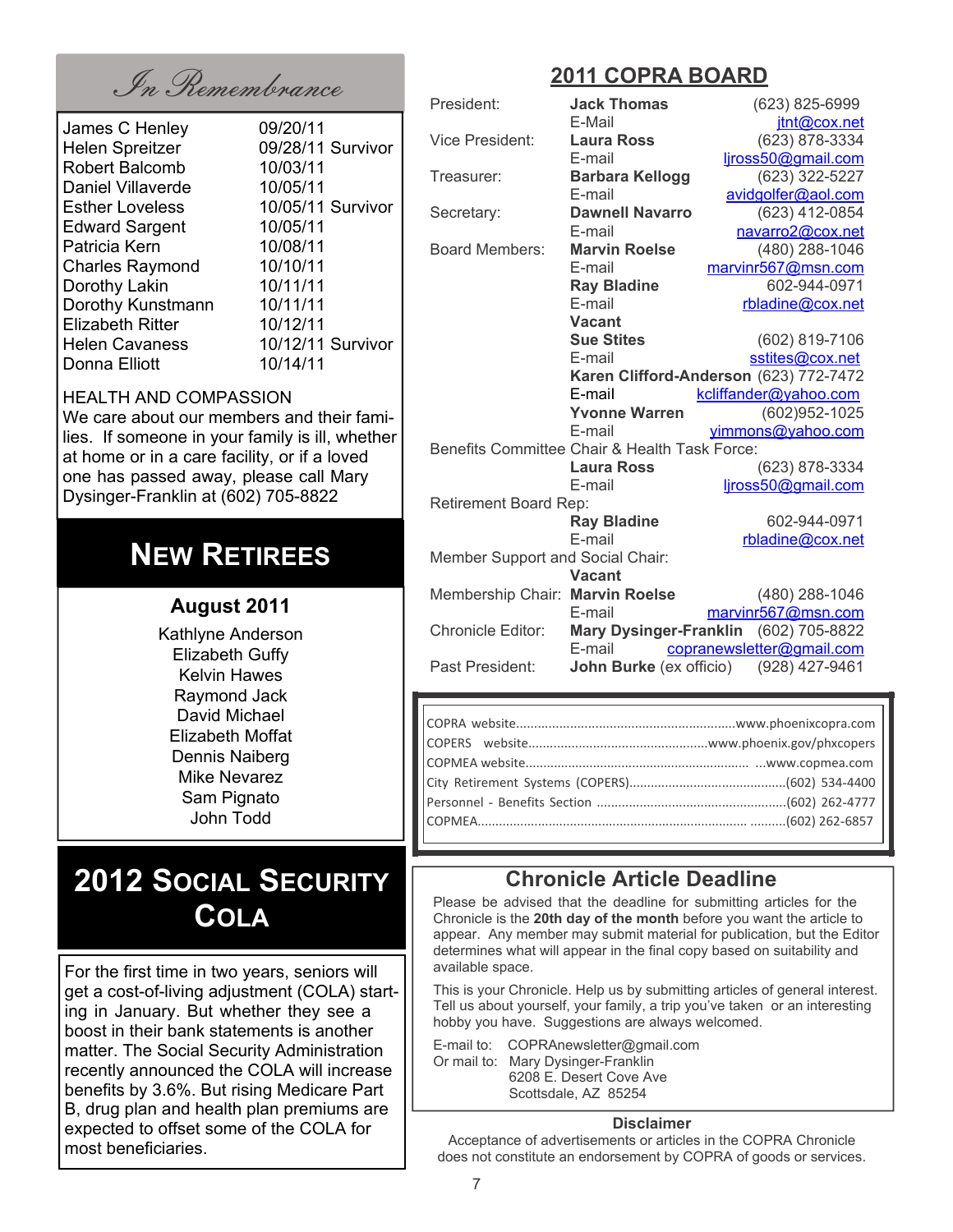## In Remembrance

| | |
|---|---|
| James C Henley | 09/20/11 |
| Helen Spreitzer | 09/28/11 Survivor |
| Robert Balcomb | 10/03/11 |
| Daniel Villaverde | 10/05/11 |
| Esther Loveless | 10/05/11 Survivor |
| Edward Sargent | 10/05/11 |
| Patricia Kern | 10/08/11 |
| Charles Raymond | 10/10/11 |
| Dorothy Lakin | 10/11/11 |
| Dorothy Kunstmann | 10/11/11 |
| Elizabeth Ritter | 10/12/11 |
| Helen Cavaness | 10/12/11 Survivor |
| Donna Elliott | 10/14/11 |

HEALTH AND COMPASSION
We care about our members and their families. If someone in your family is ill, whether at home or in a care facility, or if a loved one has passed away, please call Mary Dysinger-Franklin at (602) 705-8822

## NEW RETIREES

### August 2011

Kathlyne Anderson
Elizabeth Guffy
Kelvin Hawes
Raymond Jack
David Michael
Elizabeth Moffat
Dennis Naiberg
Mike Nevarez
Sam Pignato
John Todd

## 2012 SOCIAL SECURITY COLA

For the first time in two years, seniors will get a cost-of-living adjustment (COLA) starting in January. But whether they see a boost in their bank statements is another matter. The Social Security Administration recently announced the COLA will increase benefits by 3.6%. But rising Medicare Part B, drug plan and health plan premiums are expected to offset some of the COLA for most beneficiaries.

## 2011 COPRA BOARD

| | | |
|---|---|---|
| President: | **Jack Thomas** | (623) 825-6999 |
| | E-Mail | jtnt@cox.net |
| Vice President: | **Laura Ross** | (623) 878-3334 |
| | E-mail | ljross50@gmail.com |
| Treasurer: | **Barbara Kellogg** | (623) 322-5227 |
| | E-mail | avidgolfer@aol.com |
| Secretary: | **Dawnell Navarro** | (623) 412-0854 |
| | E-mail | navarro2@cox.net |
| Board Members: | **Marvin Roelse** | (480) 288-1046 |
| | E-mail | marvinr567@msn.com |
| | **Ray Bladine** | 602-944-0971 |
| | E-mail | rbladine@cox.net |
| | **Vacant** | |
| | **Sue Stites** | (602) 819-7106 |
| | E-mail | sstites@cox.net |
| | **Karen Clifford-Anderson** | (623) 772-7472 |
| | E-mail | kcliffander@yahoo.com |
| | **Yvonne Warren** | (602)952-1025 |
| | E-mail | yimmons@yahoo.com |
| Benefits Committee Chair & Health Task Force: | | |
| | **Laura Ross** | (623) 878-3334 |
| | E-mail | ljross50@gmail.com |
| Retirement Board Rep: | | |
| | **Ray Bladine** | 602-944-0971 |
| | E-mail | rbladine@cox.net |
| Member Support and Social Chair: | | |
| | **Vacant** | |
| Membership Chair: | **Marvin Roelse** | (480) 288-1046 |
| | E-mail | marvinr567@msn.com |
| Chronicle Editor: | **Mary Dysinger-Franklin** | (602) 705-8822 |
| | E-mail | copranewsletter@gmail.com |
| Past President: | **John Burke** (ex officio) | (928) 427-9461 |

| | |
|---|---|
| COPRA website | www.phoenixcopra.com |
| COPERS website | www.phoenix.gov/phxcopers |
| COPMEA website | www.copmea.com |
| City Retirement Systems (COPERS) | (602) 534-4400 |
| Personnel - Benefits Section | (602) 262-4777 |
| COPMEA | (602) 262-6857 |

## Chronicle Article Deadline

Please be advised that the deadline for submitting articles for the Chronicle is the **20th day of the month** before you want the article to appear. Any member may submit material for publication, but the Editor determines what will appear in the final copy based on suitability and available space.

This is your Chronicle. Help us by submitting articles of general interest. Tell us about yourself, your family, a trip you've taken or an interesting hobby you have. Suggestions are always welcomed.

E-mail to: COPRAnewsletter@gmail.com
Or mail to: Mary Dysinger-Franklin
6208 E. Desert Cove Ave
Scottsdale, AZ 85254

**Disclaimer**

Acceptance of advertisements or articles in the COPRA Chronicle does not constitute an endorsement by COPRA of goods or services.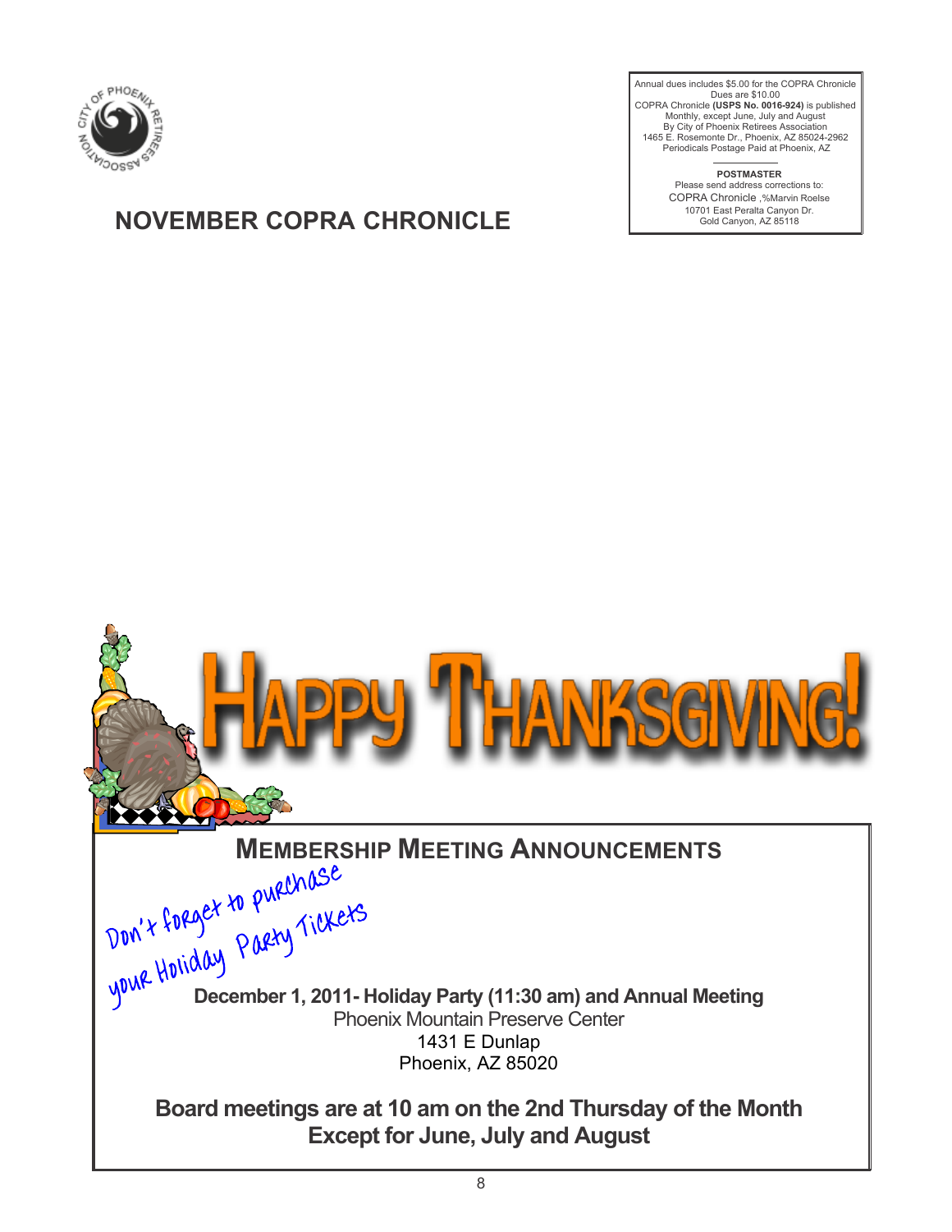# NOVEMBER COPRA CHRONICLE

Annual dues includes $5.00 for the COPRA Chronicle
Dues are $10.00
COPRA Chronicle **(USPS No. 0016-924)** is published Monthly, except June, July and August
By City of Phoenix Retirees Association
1465 E. Rosemonte Dr., Phoenix, AZ 85024-2962
Periodicals Postage Paid at Phoenix, AZ

**POSTMASTER**
Please send address corrections to:
COPRA Chronicle ,%Marvin Roelse
10701 East Peralta Canyon Dr.
Gold Canyon, AZ 85118

# HAPPY THANKSGIVING!

## MEMBERSHIP MEETING ANNOUNCEMENTS

Don't forget to purchase your Holiday Party Tickets

**December 1, 2011- Holiday Party (11:30 am) and Annual Meeting**
Phoenix Mountain Preserve Center
1431 E Dunlap
Phoenix, AZ 85020

**Board meetings are at 10 am on the 2nd Thursday of the Month Except for June, July and August**